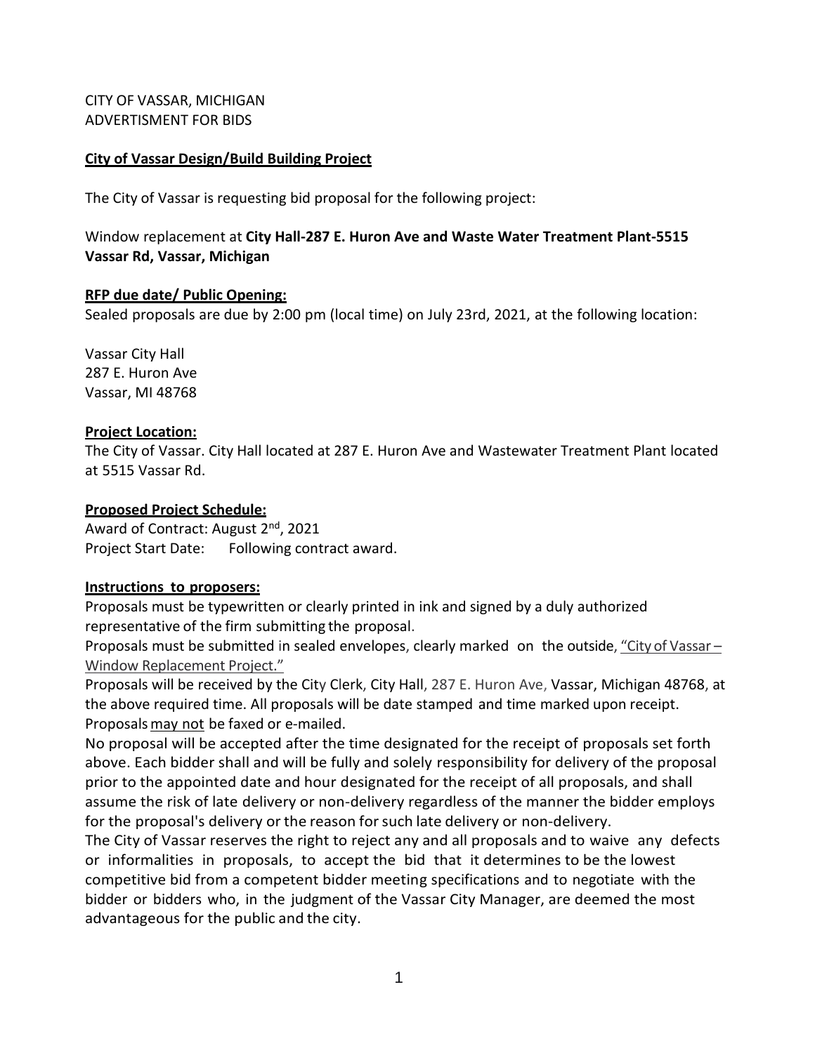CITY OF VASSAR, MICHIGAN
ADVERTISMENT FOR BIDS

**City of Vassar Design/Build Building Project**

The City of Vassar is requesting bid proposal for the following project:

Window replacement at **City Hall-287 E. Huron Ave and Waste Water Treatment Plant-5515 Vassar Rd, Vassar, Michigan**

**RFP due date/ Public Opening:**

Sealed proposals are due by 2:00 pm (local time) on July 23rd, 2021, at the following location:

Vassar City Hall
287 E. Huron Ave
Vassar, MI 48768

**Project Location:**

The City of Vassar. City Hall located at 287 E. Huron Ave and Wastewater Treatment Plant located at 5515 Vassar Rd.

**Proposed Project Schedule:**

Award of Contract: August 2nd, 2021
Project Start Date: Following contract award.

**Instructions to proposers:**

Proposals must be typewritten or clearly printed in ink and signed by a duly authorized representative of the firm submitting the proposal.

Proposals must be submitted in sealed envelopes, clearly marked on the outside, "City of Vassar – Window Replacement Project."

Proposals will be received by the City Clerk, City Hall, 287 E. Huron Ave, Vassar, Michigan 48768, at the above required time. All proposals will be date stamped and time marked upon receipt. Proposals may not be faxed or e-mailed.

No proposal will be accepted after the time designated for the receipt of proposals set forth above. Each bidder shall and will be fully and solely responsibility for delivery of the proposal prior to the appointed date and hour designated for the receipt of all proposals, and shall assume the risk of late delivery or non-delivery regardless of the manner the bidder employs for the proposal's delivery or the reason for such late delivery or non-delivery.

The City of Vassar reserves the right to reject any and all proposals and to waive any defects or informalities in proposals, to accept the bid that it determines to be the lowest competitive bid from a competent bidder meeting specifications and to negotiate with the bidder or bidders who, in the judgment of the Vassar City Manager, are deemed the most advantageous for the public and the city.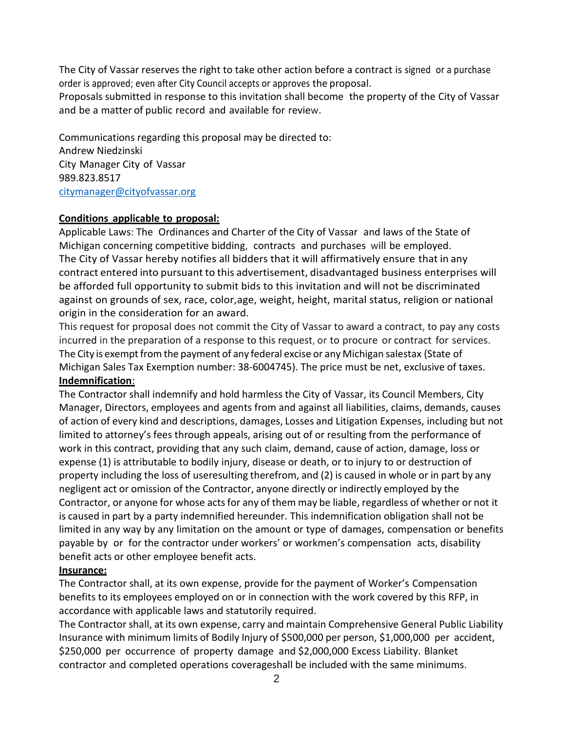The City of Vassar reserves the right to take other action before a contract is signed or a purchase order is approved; even after City Council accepts or approves the proposal.
Proposals submitted in response to this invitation shall become the property of the City of Vassar and be a matter of public record and available for review.

Communications regarding this proposal may be directed to:
Andrew Niedzinski
City Manager City of Vassar
989.823.8517
citymanager@cityofvassar.org

**Conditions applicable to proposal:**

Applicable Laws: The Ordinances and Charter of the City of Vassar and laws of the State of Michigan concerning competitive bidding, contracts and purchases will be employed.
The City of Vassar hereby notifies all bidders that it will affirmatively ensure that in any contract entered into pursuant to this advertisement, disadvantaged business enterprises will be afforded full opportunity to submit bids to this invitation and will not be discriminated against on grounds of sex, race, color,age, weight, height, marital status, religion or national origin in the consideration for an award.
This request for proposal does not commit the City of Vassar to award a contract, to pay any costs incurred in the preparation of a response to this request, or to procure or contract for services.
The City is exempt from the payment of any federal excise or any Michigan salestax (State of Michigan Sales Tax Exemption number: 38-6004745). The price must be net, exclusive of taxes.

**Indemnification**:

The Contractor shall indemnify and hold harmless the City of Vassar, its Council Members, City Manager, Directors, employees and agents from and against all liabilities, claims, demands, causes of action of every kind and descriptions, damages, Losses and Litigation Expenses, including but not limited to attorney's fees through appeals, arising out of or resulting from the performance of work in this contract, providing that any such claim, demand, cause of action, damage, loss or expense (1) is attributable to bodily injury, disease or death, or to injury to or destruction of property including the loss of useresulting therefrom, and (2) is caused in whole or in part by any negligent act or omission of the Contractor, anyone directly or indirectly employed by the Contractor, or anyone for whose acts for any of them may be liable, regardless of whether or not it is caused in part by a party indemnified hereunder. This indemnification obligation shall not be limited in any way by any limitation on the amount or type of damages, compensation or benefits payable by or for the contractor under workers' or workmen's compensation acts, disability benefit acts or other employee benefit acts.

**Insurance:**

The Contractor shall, at its own expense, provide for the payment of Worker's Compensation benefits to its employees employed on or in connection with the work covered by this RFP, in accordance with applicable laws and statutorily required.
The Contractor shall, at its own expense, carry and maintain Comprehensive General Public Liability Insurance with minimum limits of Bodily Injury of $500,000 per person, $1,000,000 per accident, $250,000 per occurrence of property damage and $2,000,000 Excess Liability. Blanket contractor and completed operations coverageshall be included with the same minimums.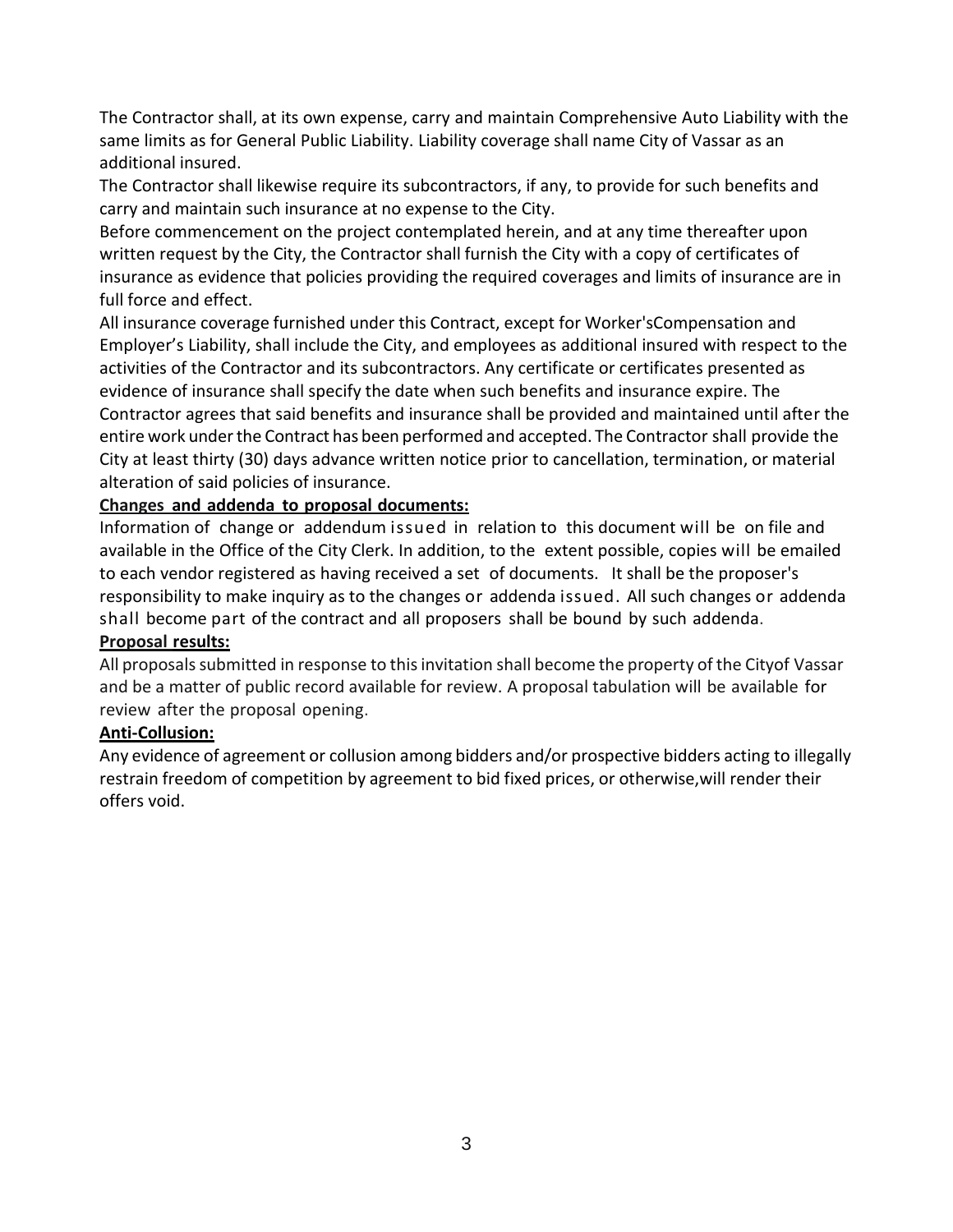The Contractor shall, at its own expense, carry and maintain Comprehensive Auto Liability with the same limits as for General Public Liability. Liability coverage shall name City of Vassar as an additional insured.

The Contractor shall likewise require its subcontractors, if any, to provide for such benefits and carry and maintain such insurance at no expense to the City.

Before commencement on the project contemplated herein, and at any time thereafter upon written request by the City, the Contractor shall furnish the City with a copy of certificates of insurance as evidence that policies providing the required coverages and limits of insurance are in full force and effect.

All insurance coverage furnished under this Contract, except for Worker'sCompensation and Employer's Liability, shall include the City, and employees as additional insured with respect to the activities of the Contractor and its subcontractors. Any certificate or certificates presented as evidence of insurance shall specify the date when such benefits and insurance expire. The Contractor agrees that said benefits and insurance shall be provided and maintained until after the entire work under the Contract has been performed and accepted. The Contractor shall provide the City at least thirty (30) days advance written notice prior to cancellation, termination, or material alteration of said policies of insurance.

**Changes and addenda to proposal documents:**

Information of change or addendum issued in relation to this document will be on file and available in the Office of the City Clerk. In addition, to the extent possible, copies will be emailed to each vendor registered as having received a set of documents. It shall be the proposer's responsibility to make inquiry as to the changes or addenda issued. All such changes or addenda shall become part of the contract and all proposers shall be bound by such addenda.

**Proposal results:**

All proposals submitted in response to this invitation shall become the property of the Cityof Vassar and be a matter of public record available for review. A proposal tabulation will be available for review after the proposal opening.

**Anti-Collusion:**

Any evidence of agreement or collusion among bidders and/or prospective bidders acting to illegally restrain freedom of competition by agreement to bid fixed prices, or otherwise,will render their offers void.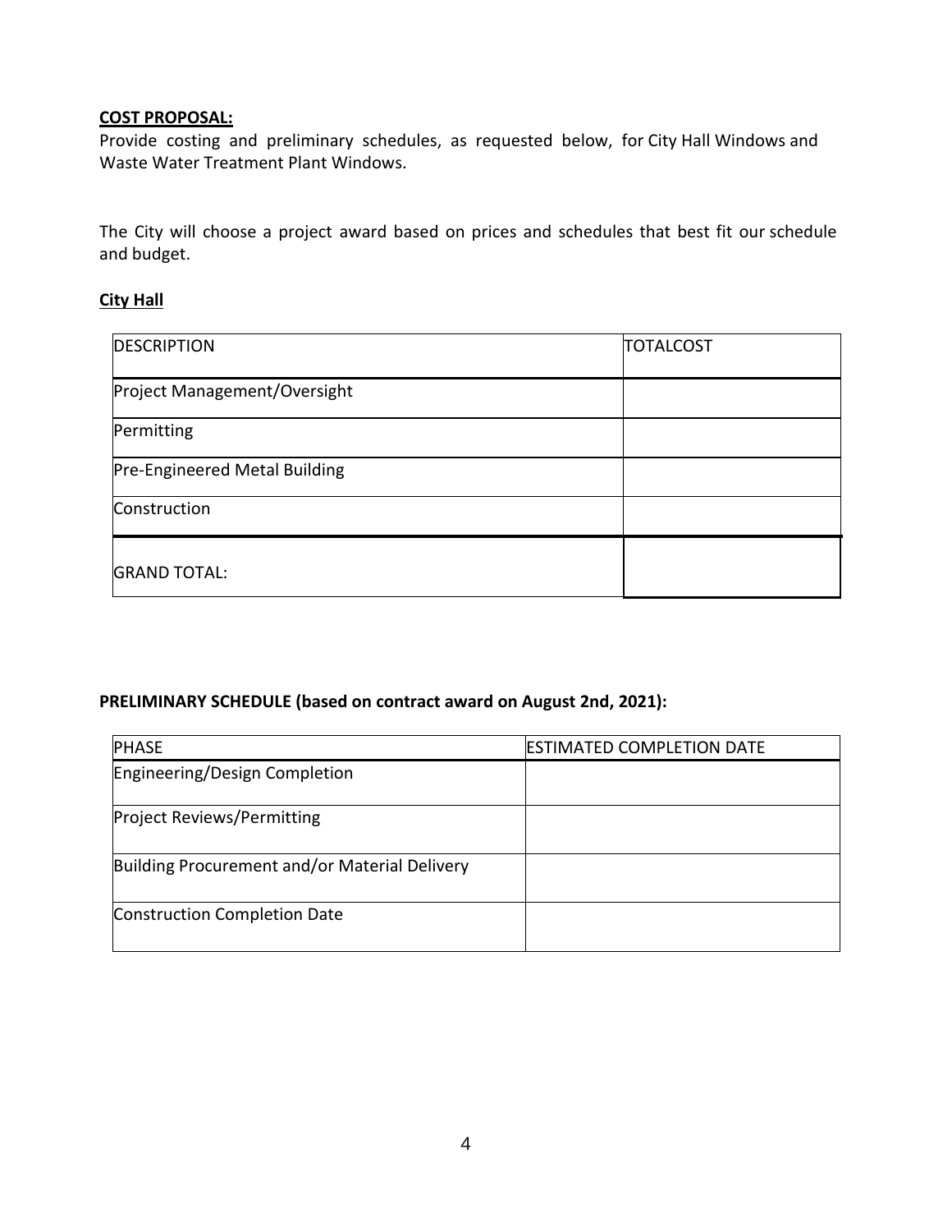**COST PROPOSAL:**

Provide costing and preliminary schedules, as requested below, for City Hall Windows and Waste Water Treatment Plant Windows.

The City will choose a project award based on prices and schedules that best fit our schedule and budget.

**City Hall**

| DESCRIPTION | TOTALCOST |
|---|---|
| Project Management/Oversight | |
| Permitting | |
| Pre-Engineered Metal Building | |
| Construction | |
| GRAND TOTAL: | |

**PRELIMINARY SCHEDULE (based on contract award on August 2nd, 2021):**

| PHASE | ESTIMATED COMPLETION DATE |
|---|---|
| Engineering/Design Completion | |
| Project Reviews/Permitting | |
| Building Procurement and/or Material Delivery | |
| Construction Completion Date | |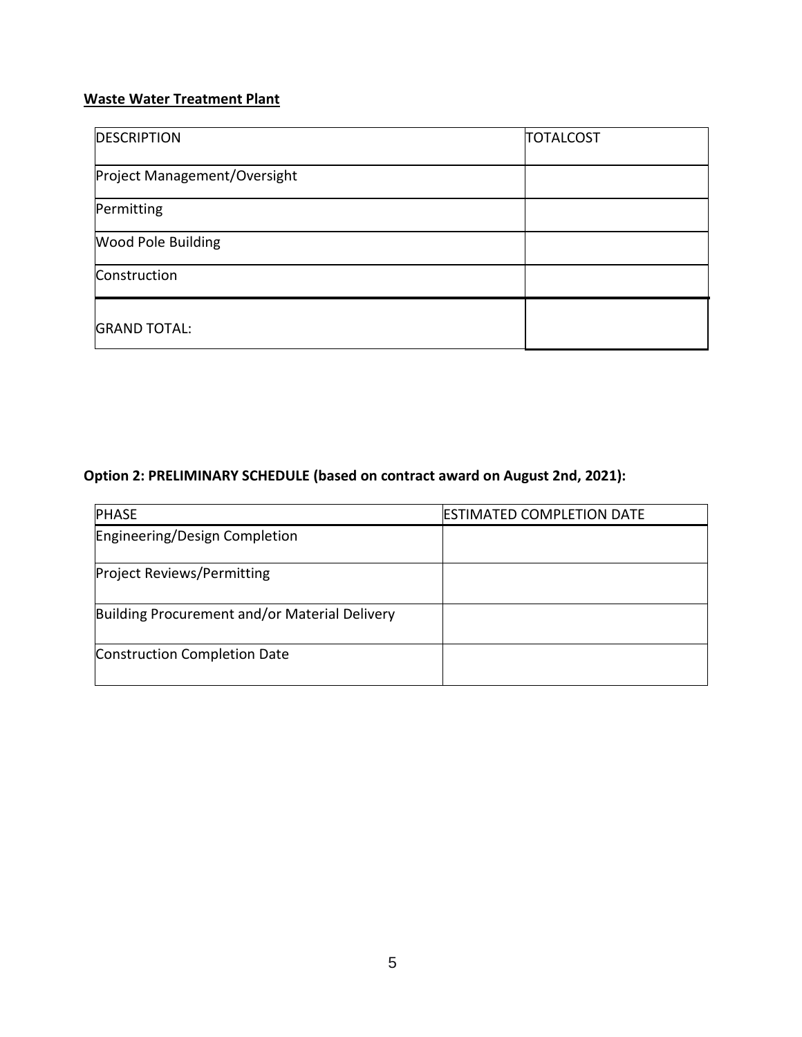**Waste Water Treatment Plant**

| DESCRIPTION | TOTALCOST |
| --- | --- |
| Project Management/Oversight | |
| Permitting | |
| Wood Pole Building | |
| Construction | |
| GRAND TOTAL: | |

**Option 2: PRELIMINARY SCHEDULE (based on contract award on August 2nd, 2021):**

| PHASE | ESTIMATED COMPLETION DATE |
| --- | --- |
| Engineering/Design Completion | |
| Project Reviews/Permitting | |
| Building Procurement and/or Material Delivery | |
| Construction Completion Date | |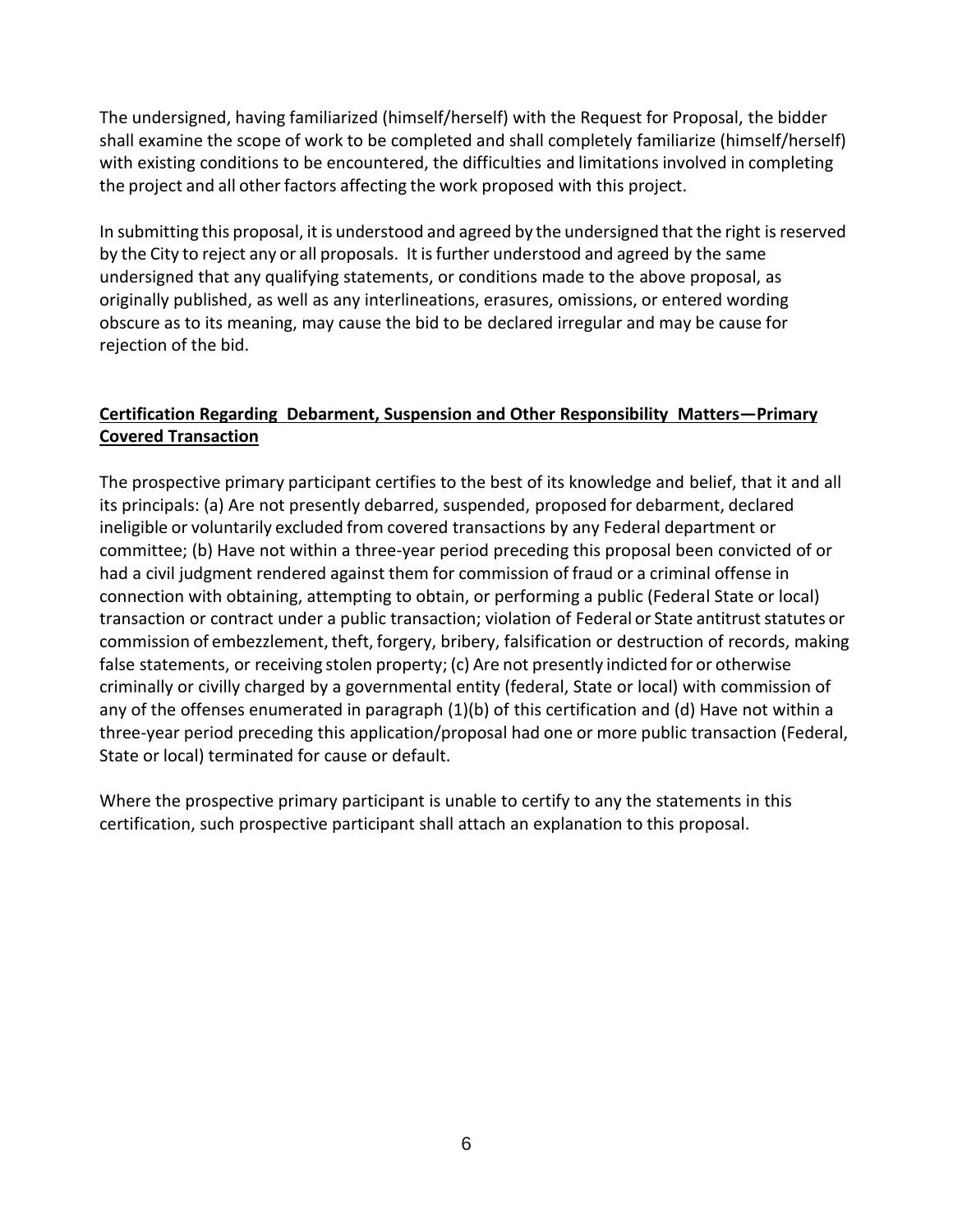The undersigned, having familiarized (himself/herself) with the Request for Proposal, the bidder shall examine the scope of work to be completed and shall completely familiarize (himself/herself) with existing conditions to be encountered, the difficulties and limitations involved in completing the project and all other factors affecting the work proposed with this project.

In submitting this proposal, it is understood and agreed by the undersigned that the right is reserved by the City to reject any or all proposals. It is further understood and agreed by the same undersigned that any qualifying statements, or conditions made to the above proposal, as originally published, as well as any interlineations, erasures, omissions, or entered wording obscure as to its meaning, may cause the bid to be declared irregular and may be cause for rejection of the bid.

**Certification Regarding Debarment, Suspension and Other Responsibility Matters—Primary Covered Transaction**

The prospective primary participant certifies to the best of its knowledge and belief, that it and all its principals: (a) Are not presently debarred, suspended, proposed for debarment, declared ineligible or voluntarily excluded from covered transactions by any Federal department or committee; (b) Have not within a three-year period preceding this proposal been convicted of or had a civil judgment rendered against them for commission of fraud or a criminal offense in connection with obtaining, attempting to obtain, or performing a public (Federal State or local) transaction or contract under a public transaction; violation of Federal or State antitrust statutes or commission of embezzlement, theft, forgery, bribery, falsification or destruction of records, making false statements, or receiving stolen property; (c) Are not presently indicted for or otherwise criminally or civilly charged by a governmental entity (federal, State or local) with commission of any of the offenses enumerated in paragraph (1)(b) of this certification and (d) Have not within a three-year period preceding this application/proposal had one or more public transaction (Federal, State or local) terminated for cause or default.

Where the prospective primary participant is unable to certify to any the statements in this certification, such prospective participant shall attach an explanation to this proposal.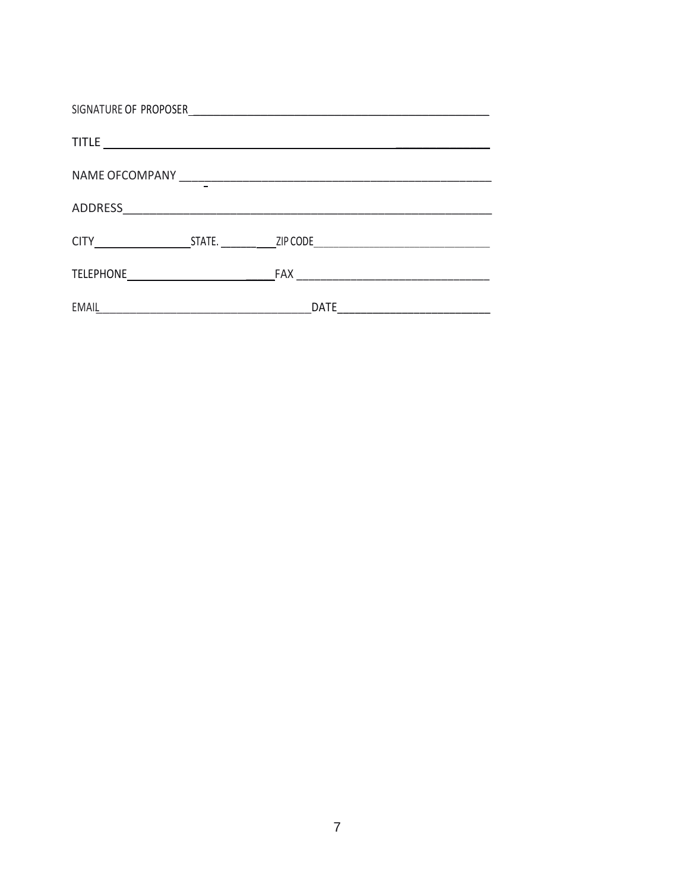SIGNATURE OF PROPOSER_______________________________________________

TITLE _______________________________________________

NAME OFCOMPANY _______________________________________________

ADDRESS_______________________________________________

CITY________________STATE. __________ZIP CODE______________________________

TELEPHONE________________________FAX ______________________________

EMAIL____________________________________DATE________________________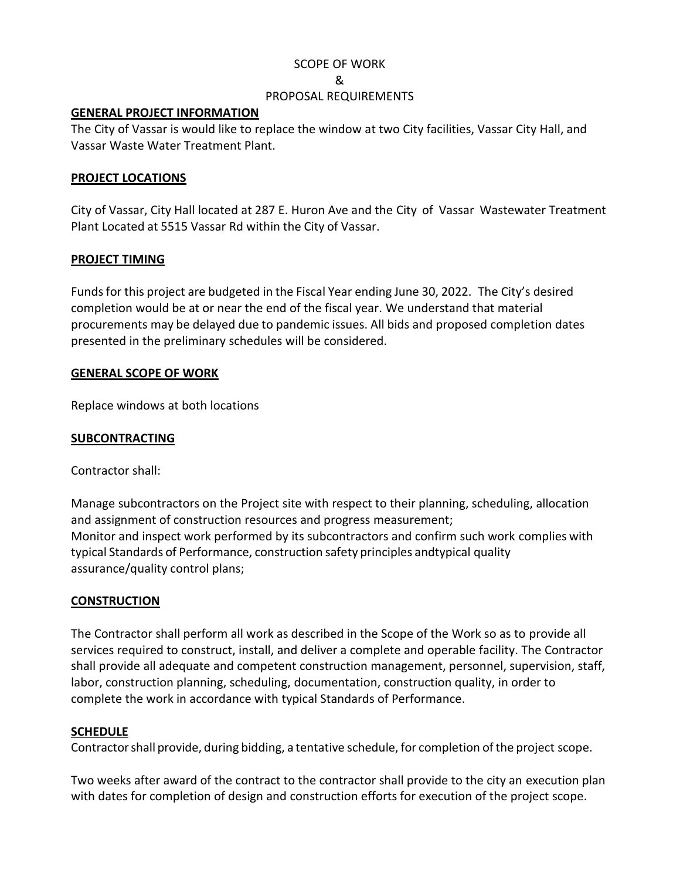SCOPE OF WORK

&

PROPOSAL REQUIREMENTS

**GENERAL PROJECT INFORMATION**

The City of Vassar is would like to replace the window at two City facilities, Vassar City Hall, and Vassar Waste Water Treatment Plant.

**PROJECT LOCATIONS**

City of Vassar, City Hall located at 287 E. Huron Ave and the City of Vassar Wastewater Treatment Plant Located at 5515 Vassar Rd within the City of Vassar.

**PROJECT TIMING**

Funds for this project are budgeted in the Fiscal Year ending June 30, 2022. The City's desired completion would be at or near the end of the fiscal year. We understand that material procurements may be delayed due to pandemic issues. All bids and proposed completion dates presented in the preliminary schedules will be considered.

**GENERAL SCOPE OF WORK**

Replace windows at both locations

**SUBCONTRACTING**

Contractor shall:

Manage subcontractors on the Project site with respect to their planning, scheduling, allocation and assignment of construction resources and progress measurement;
Monitor and inspect work performed by its subcontractors and confirm such work complies with typical Standards of Performance, construction safety principles andtypical quality assurance/quality control plans;

**CONSTRUCTION**

The Contractor shall perform all work as described in the Scope of the Work so as to provide all services required to construct, install, and deliver a complete and operable facility. The Contractor shall provide all adequate and competent construction management, personnel, supervision, staff, labor, construction planning, scheduling, documentation, construction quality, in order to complete the work in accordance with typical Standards of Performance.

**SCHEDULE**

Contractor shall provide, during bidding, a tentative schedule, for completion of the project scope.

Two weeks after award of the contract to the contractor shall provide to the city an execution plan with dates for completion of design and construction efforts for execution of the project scope.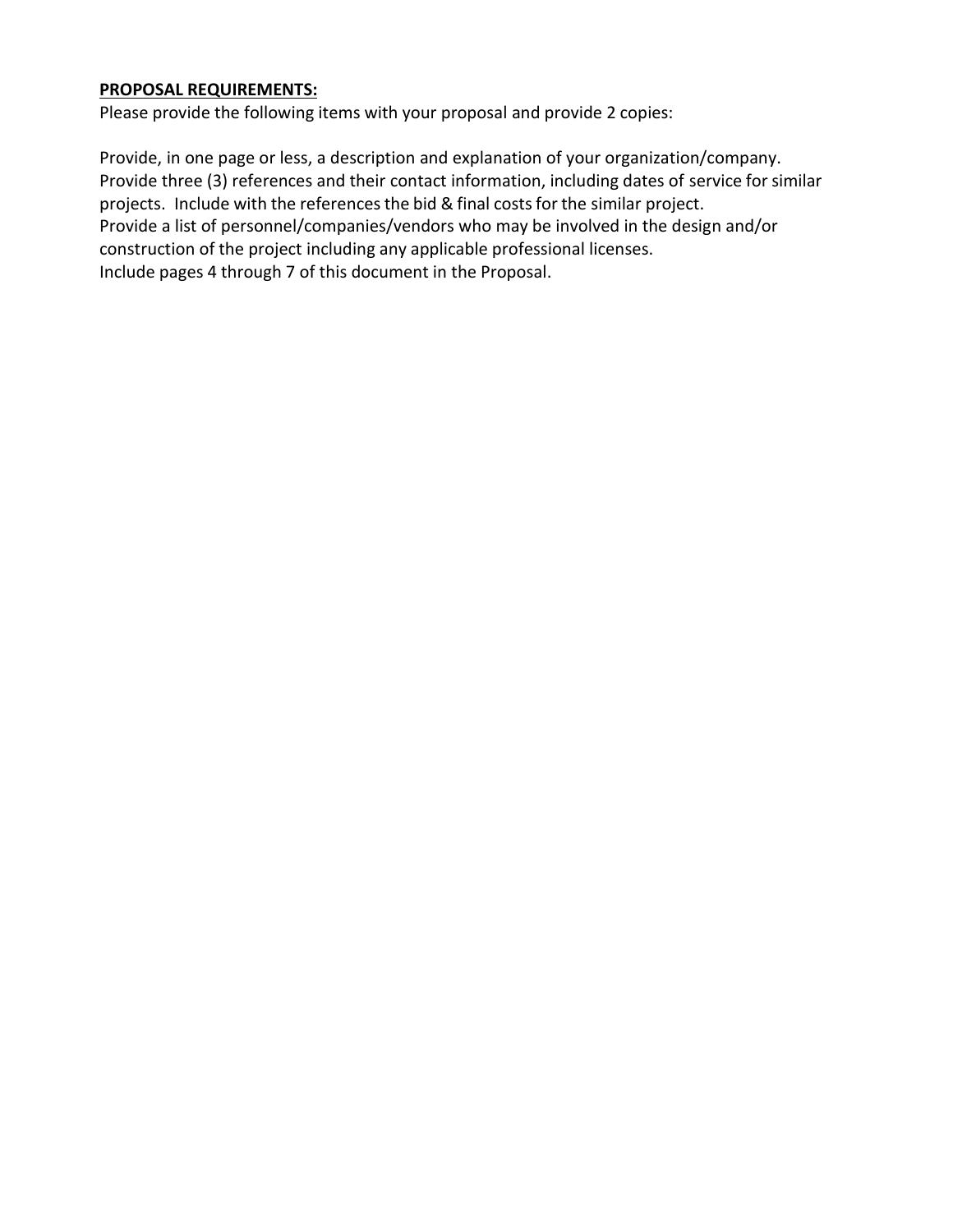**PROPOSAL REQUIREMENTS:**

Please provide the following items with your proposal and provide 2 copies:

Provide, in one page or less, a description and explanation of your organization/company.
Provide three (3) references and their contact information, including dates of service for similar projects. Include with the references the bid & final costs for the similar project.
Provide a list of personnel/companies/vendors who may be involved in the design and/or construction of the project including any applicable professional licenses.
Include pages 4 through 7 of this document in the Proposal.